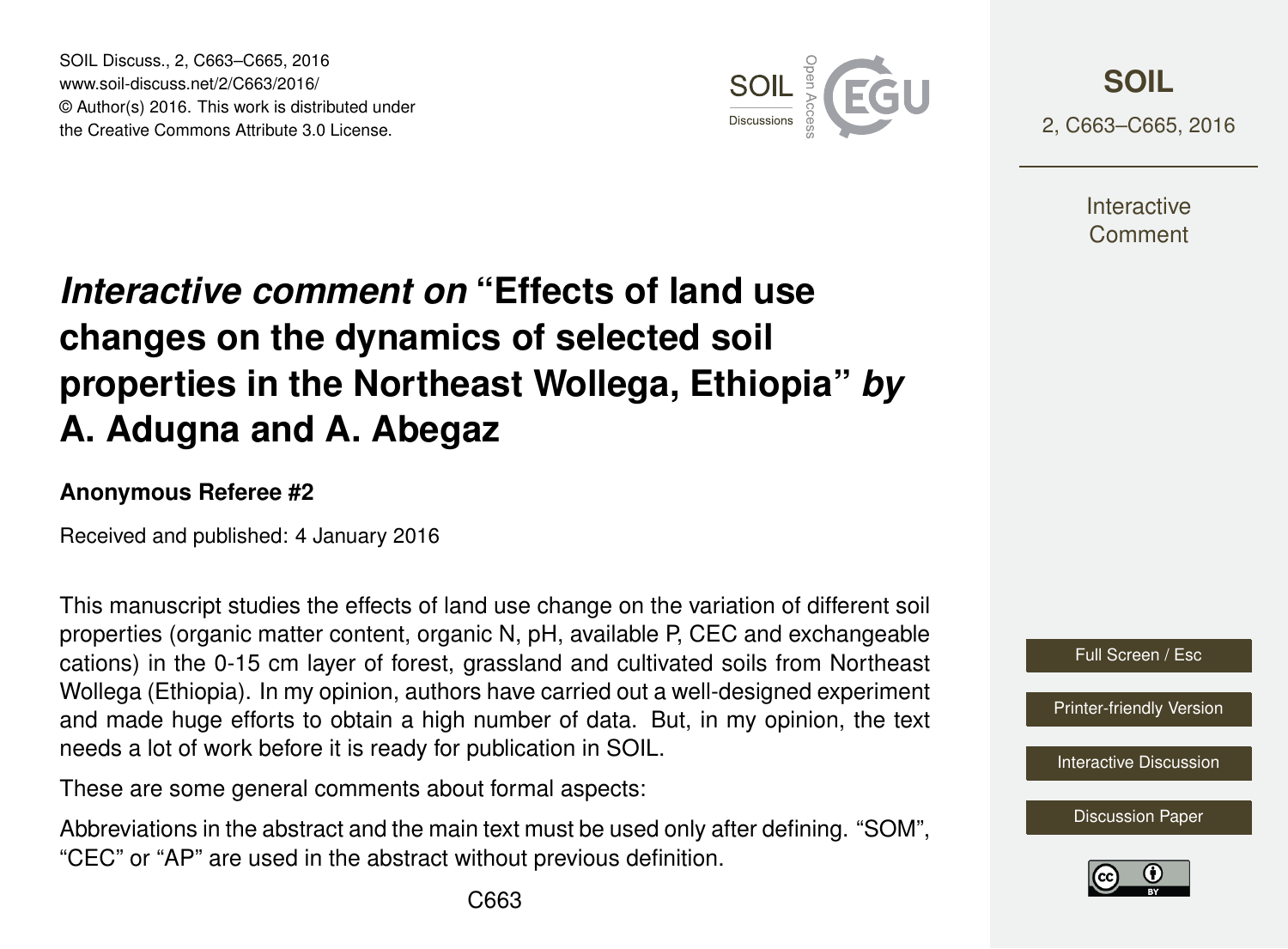# *Interactive comment on* "Effects of land use changes on the dynamics of selected soil properties in the Northeast Wollega, Ethiopia" *by* A. Adugna and A. Abegaz

**Anonymous Referee #2**

Received and published: 4 January 2016

This manuscript studies the effects of land use change on the variation of different soil properties (organic matter content, organic N, pH, available P, CEC and exchangeable cations) in the 0-15 cm layer of forest, grassland and cultivated soils from Northeast Wollega (Ethiopia). In my opinion, authors have carried out a well-designed experiment and made huge efforts to obtain a high number of data. But, in my opinion, the text needs a lot of work before it is ready for publication in SOIL.

These are some general comments about formal aspects:

Abbreviations in the abstract and the main text must be used only after defining. "SOM", "CEC" or "AP" are used in the abstract without previous definition.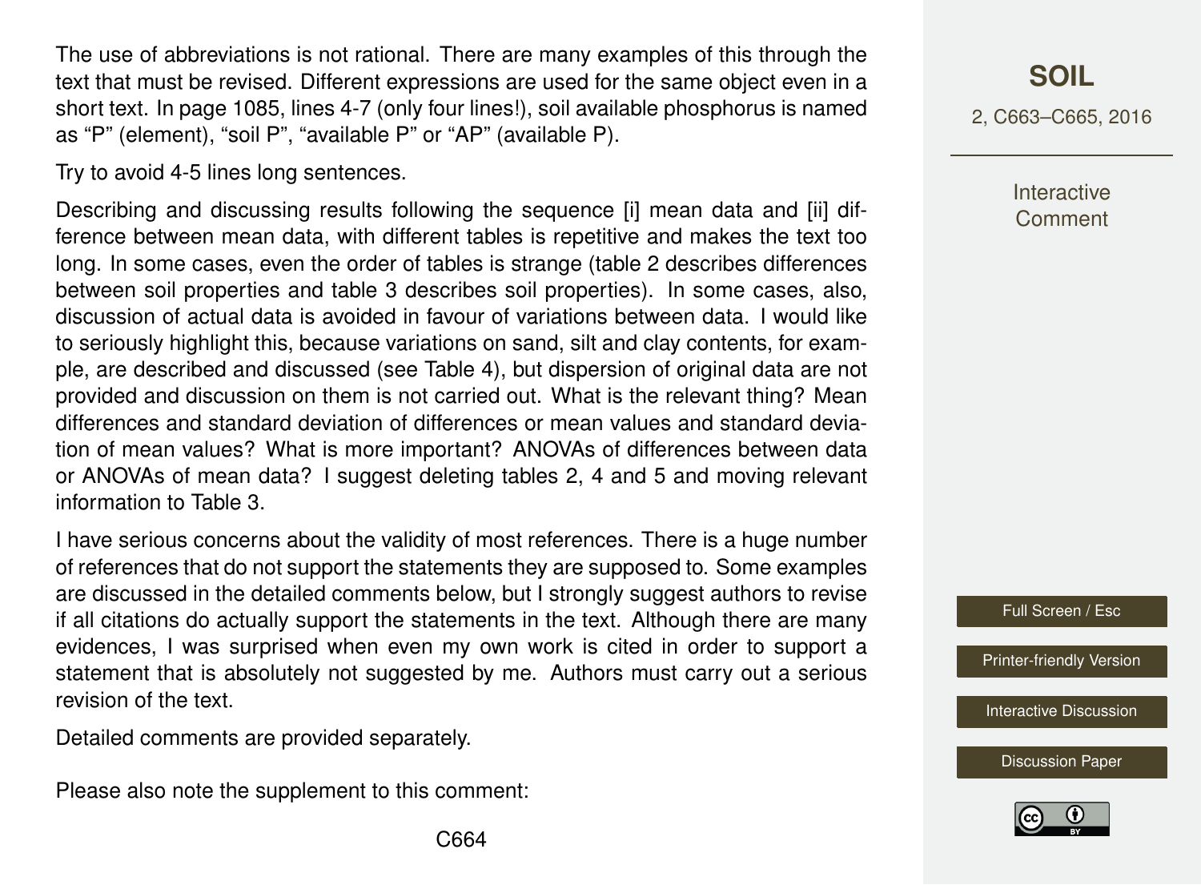The use of abbreviations is not rational. There are many examples of this through the text that must be revised. Different expressions are used for the same object even in a short text. In page 1085, lines 4-7 (only four lines!), soil available phosphorus is named as "P" (element), "soil P", "available P" or "AP" (available P).

Try to avoid 4-5 lines long sentences.

Describing and discussing results following the sequence [i] mean data and [ii] difference between mean data, with different tables is repetitive and makes the text too long. In some cases, even the order of tables is strange (table 2 describes differences between soil properties and table 3 describes soil properties). In some cases, also, discussion of actual data is avoided in favour of variations between data. I would like to seriously highlight this, because variations on sand, silt and clay contents, for example, are described and discussed (see Table 4), but dispersion of original data are not provided and discussion on them is not carried out. What is the relevant thing? Mean differences and standard deviation of differences or mean values and standard deviation of mean values? What is more important? ANOVAs of differences between data or ANOVAs of mean data? I suggest deleting tables 2, 4 and 5 and moving relevant information to Table 3.

I have serious concerns about the validity of most references. There is a huge number of references that do not support the statements they are supposed to. Some examples are discussed in the detailed comments below, but I strongly suggest authors to revise if all citations do actually support the statements in the text. Although there are many evidences, I was surprised when even my own work is cited in order to support a statement that is absolutely not suggested by me. Authors must carry out a serious revision of the text.

Detailed comments are provided separately.

Please also note the supplement to this comment: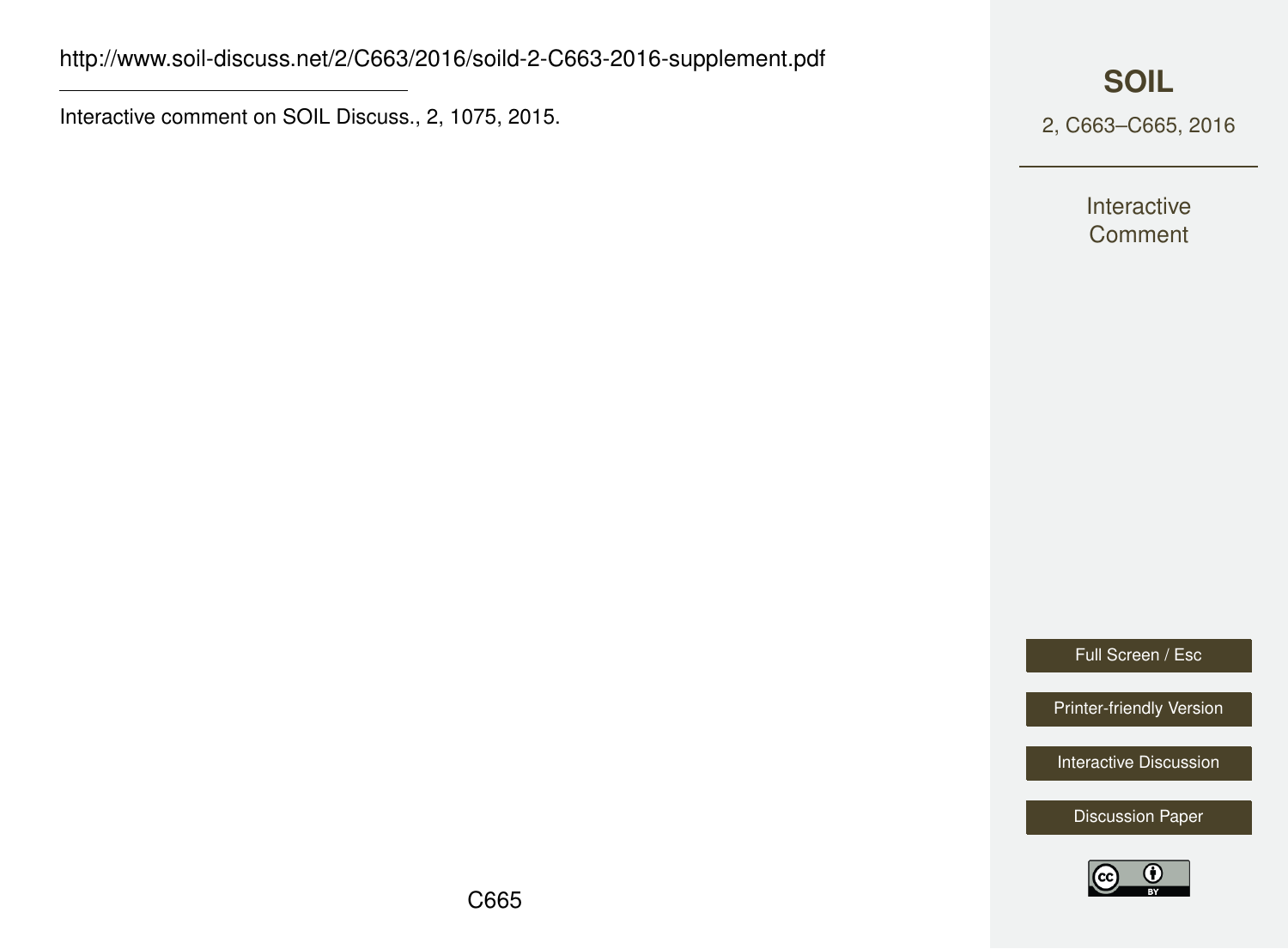http://www.soil-discuss.net/2/C663/2016/soild-2-C663-2016-supplement.pdf

---

Interactive comment on SOIL Discuss., 2, 1075, 2015.